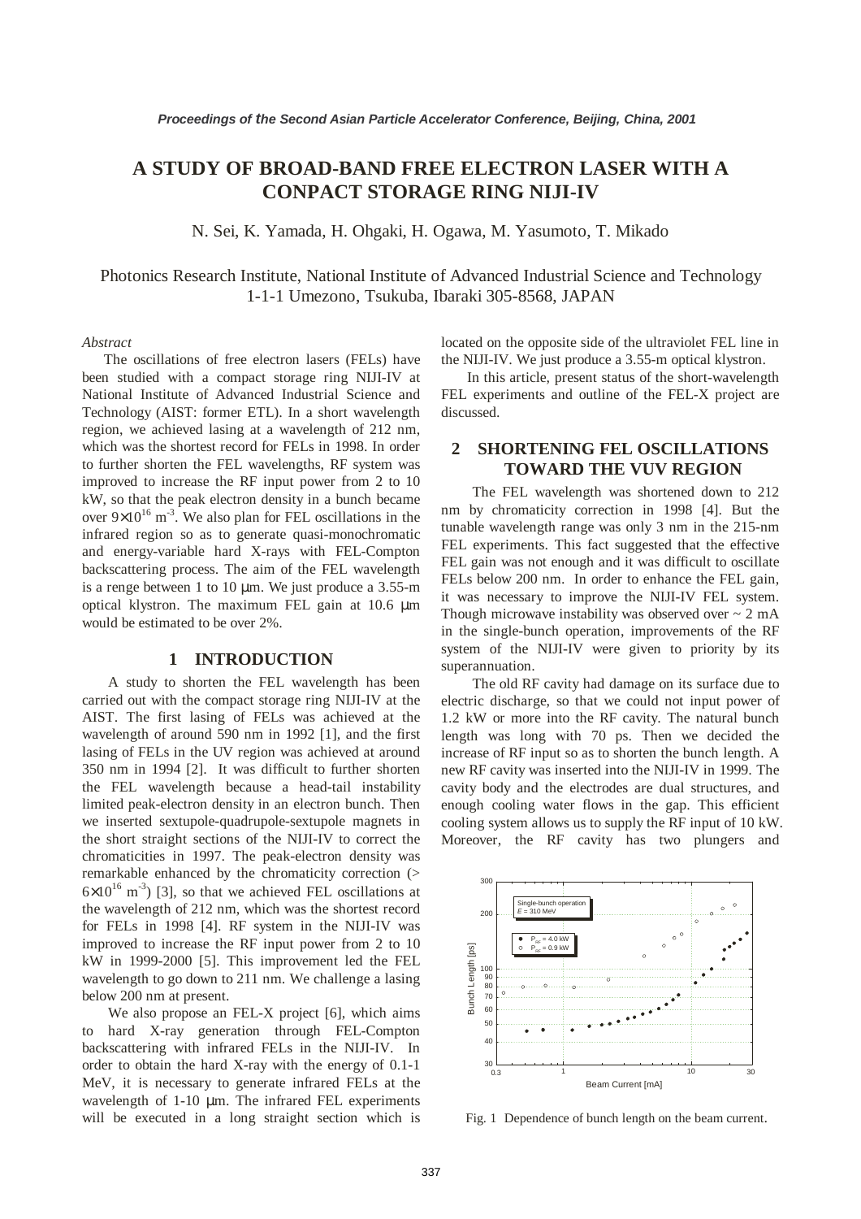# A STUDY OF BROAD-BAND FREE ELECTRON LASER WITH A CONPACT STORAGE RING NIJI-IV

N. Sei, K. Yamada, H. Ohgaki, H. Ogawa, M. Yasumoto, T. Mikado

Photonics Research Institute, National Institute of Advanced Industrial Science and Technology
1-1-1 Umezono, Tsukuba, Ibaraki 305-8568, JAPAN

*Abstract*

The oscillations of free electron lasers (FELs) have been studied with a compact storage ring NIJI-IV at National Institute of Advanced Industrial Science and Technology (AIST: former ETL). In a short wavelength region, we achieved lasing at a wavelength of 212 nm, which was the shortest record for FELs in 1998. In order to further shorten the FEL wavelengths, RF system was improved to increase the RF input power from 2 to 10 kW, so that the peak electron density in a bunch became over $9\times10^{16}$ m$^{-3}$. We also plan for FEL oscillations in the infrared region so as to generate quasi-monochromatic and energy-variable hard X-rays with FEL-Compton backscattering process. The aim of the FEL wavelength is a renge between 1 to 10 μm. We just produce a 3.55-m optical klystron. The maximum FEL gain at 10.6 μm would be estimated to be over 2%.

## 1 INTRODUCTION

A study to shorten the FEL wavelength has been carried out with the compact storage ring NIJI-IV at the AIST. The first lasing of FELs was achieved at the wavelength of around 590 nm in 1992 [1], and the first lasing of FELs in the UV region was achieved at around 350 nm in 1994 [2]. It was difficult to further shorten the FEL wavelength because a head-tail instability limited peak-electron density in an electron bunch. Then we inserted sextupole-quadrupole-sextupole magnets in the short straight sections of the NIJI-IV to correct the chromaticities in 1997. The peak-electron density was remarkable enhanced by the chromaticity correction (> $6\times10^{16}$ m$^{-3}$) [3], so that we achieved FEL oscillations at the wavelength of 212 nm, which was the shortest record for FELs in 1998 [4]. RF system in the NIJI-IV was improved to increase the RF input power from 2 to 10 kW in 1999-2000 [5]. This improvement led the FEL wavelength to go down to 211 nm. We challenge a lasing below 200 nm at present.

We also propose an FEL-X project [6], which aims to hard X-ray generation through FEL-Compton backscattering with infrared FELs in the NIJI-IV. In order to obtain the hard X-ray with the energy of 0.1-1 MeV, it is necessary to generate infrared FELs at the wavelength of 1-10 μm. The infrared FEL experiments will be executed in a long straight section which is located on the opposite side of the ultraviolet FEL line in the NIJI-IV. We just produce a 3.55-m optical klystron.

In this article, present status of the short-wavelength FEL experiments and outline of the FEL-X project are discussed.

## 2 SHORTENING FEL OSCILLATIONS TOWARD THE VUV REGION

The FEL wavelength was shortened down to 212 nm by chromaticity correction in 1998 [4]. But the tunable wavelength range was only 3 nm in the 215-nm FEL experiments. This fact suggested that the effective FEL gain was not enough and it was difficult to oscillate FELs below 200 nm. In order to enhance the FEL gain, it was necessary to improve the NIJI-IV FEL system. Though microwave instability was observed over ~ 2 mA in the single-bunch operation, improvements of the RF system of the NIJI-IV were given to priority by its superannuation.

The old RF cavity had damage on its surface due to electric discharge, so that we could not input power of 1.2 kW or more into the RF cavity. The natural bunch length was long with 70 ps. Then we decided the increase of RF input so as to shorten the bunch length. A new RF cavity was inserted into the NIJI-IV in 1999. The cavity body and the electrodes are dual structures, and enough cooling water flows in the gap. This efficient cooling system allows us to supply the RF input of 10 kW. Moreover, the RF cavity has two plungers and

Fig. 1 Dependence of bunch length on the beam current.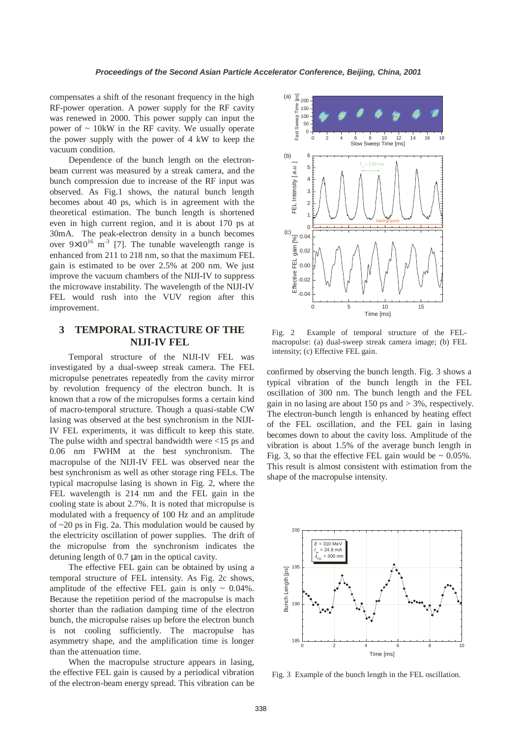compensates a shift of the resonant frequency in the high RF-power operation. A power supply for the RF cavity was renewed in 2000. This power supply can input the power of ~ 10kW in the RF cavity. We usually operate the power supply with the power of 4 kW to keep the vacuum condition.

Dependence of the bunch length on the electron-beam current was measured by a streak camera, and the bunch compression due to increase of the RF input was observed. As Fig.1 shows, the natural bunch length becomes about 40 ps, which is in agreement with the theoretical estimation. The bunch length is shortened even in high current region, and it is about 170 ps at 30mA. The peak-electron density in a bunch becomes over $9\times10^{16}$ m$^{-3}$ [7]. The tunable wavelength range is enhanced from 211 to 218 nm, so that the maximum FEL gain is estimated to be over 2.5% at 200 nm. We just improve the vacuum chambers of the NIJI-IV to suppress the microwave instability. The wavelength of the NIJI-IV FEL would rush into the VUV region after this improvement.

## 3 TEMPORAL STRACTURE OF THE NIJI-IV FEL

Temporal structure of the NIJI-IV FEL was investigated by a dual-sweep streak camera. The FEL micropulse penetrates repeatedly from the cavity mirror by revolution frequency of the electron bunch. It is known that a row of the micropulses forms a certain kind of macro-temporal structure. Though a quasi-stable CW lasing was observed at the best synchronism in the NIJI-IV FEL experiments, it was difficult to keep this state. The pulse width and spectral bandwidth were <15 ps and 0.06 nm FWHM at the best synchronism. The macropulse of the NIJI-IV FEL was observed near the best synchronism as well as other storage ring FELs. The typical macropulse lasing is shown in Fig. 2, where the FEL wavelength is 214 nm and the FEL gain in the cooling state is about 2.7%. It is noted that micropulse is modulated with a frequency of 100 Hz and an amplitude of ~20 ps in Fig. 2a. This modulation would be caused by the electricity oscillation of power supplies. The drift of the micropulse from the synchronism indicates the detuning length of 0.7 μm in the optical cavity.

The effective FEL gain can be obtained by using a temporal structure of FEL intensity. As Fig. 2c shows, amplitude of the effective FEL gain is only ~ 0.04%. Because the repetition period of the macropulse is mach shorter than the radiation damping time of the electron bunch, the micropulse raises up before the electron bunch is not cooling sufficiently. The macropulse has asymmetry shape, and the amplification time is longer than the attenuation time.

When the macropulse structure appears in lasing, the effective FEL gain is caused by a periodical vibration of the electron-beam energy spread. This vibration can be confirmed by observing the bunch length. Fig. 3 shows a typical vibration of the bunch length in the FEL oscillation of 300 nm. The bunch length and the FEL gain in no lasing are about 150 ps and > 3%, respectively. The electron-bunch length is enhanced by heating effect of the FEL oscillation, and the FEL gain in lasing becomes down to about the cavity loss. Amplitude of the vibration is about 1.5% of the average bunch length in Fig. 3, so that the effective FEL gain would be ~ 0.05%. This result is almost consistent with estimation from the shape of the macropulse intensity.

Fig. 2 Example of temporal structure of the FEL-macropulse: (a) dual-sweep streak camera image; (b) FEL intensity; (c) Effective FEL gain.

Fig. 3 Example of the bunch length in the FEL oscillation.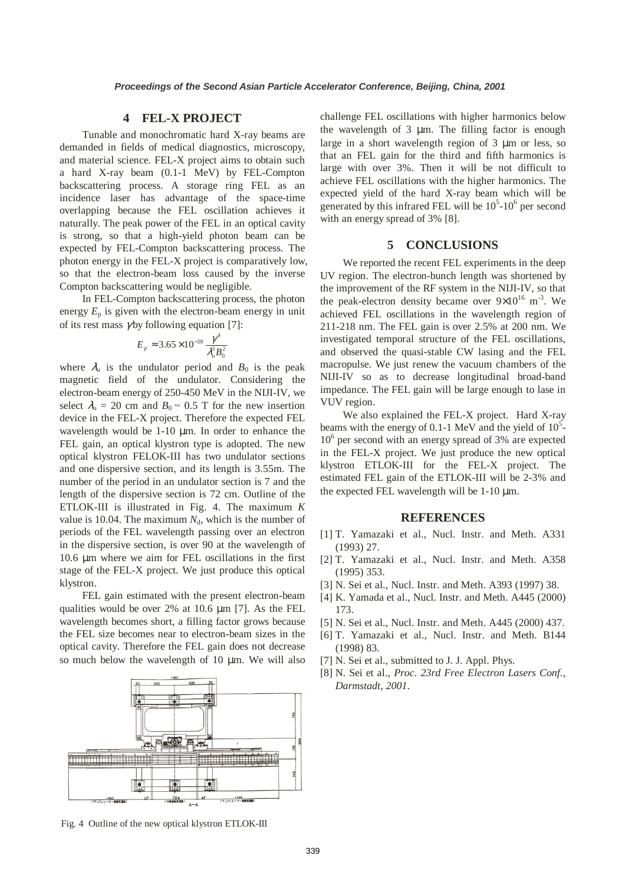## 4 FEL-X PROJECT

Tunable and monochromatic hard X-ray beams are demanded in fields of medical diagnostics, microscopy, and material science. FEL-X project aims to obtain such a hard X-ray beam (0.1-1 MeV) by FEL-Compton backscattering process. A storage ring FEL as an incidence laser has advantage of the space-time overlapping because the FEL oscillation achieves it naturally. The peak power of the FEL in an optical cavity is strong, so that a high-yield photon beam can be expected by FEL-Compton backscattering process. The photon energy in the FEL-X project is comparatively low, so that the electron-beam loss caused by the inverse Compton backscattering would be negligible.

In FEL-Compton backscattering process, the photon energy $E_p$ is given with the electron-beam energy in unit of its rest mass $\gamma$ by following equation [7]:

$$E_p \approx 3.65 \times 10^{-28} \frac{\gamma^4}{\lambda_u^3 B_0^2}$$

where $\lambda_u$ is the undulator period and $B_0$ is the peak magnetic field of the undulator. Considering the electron-beam energy of 250-450 MeV in the NIJI-IV, we select $\lambda_u$ = 20 cm and $B_0 \sim$ 0.5 T for the new insertion device in the FEL-X project. Therefore the expected FEL wavelength would be 1-10 μm. In order to enhance the FEL gain, an optical klystron type is adopted. The new optical klystron FELOK-III has two undulator sections and one dispersive section, and its length is 3.55m. The number of the period in an undulator section is 7 and the length of the dispersive section is 72 cm. Outline of the ETLOK-III is illustrated in Fig. 4. The maximum $K$ value is 10.04. The maximum $N_d$, which is the number of periods of the FEL wavelength passing over an electron in the dispersive section, is over 90 at the wavelength of 10.6 μm where we aim for FEL oscillations in the first stage of the FEL-X project. We just produce this optical klystron.

FEL gain estimated with the present electron-beam qualities would be over 2% at 10.6 μm [7]. As the FEL wavelength becomes short, a filling factor grows because the FEL size becomes near to electron-beam sizes in the optical cavity. Therefore the FEL gain does not decrease so much below the wavelength of 10 μm. We will also challenge FEL oscillations with higher harmonics below the wavelength of 3 μm. The filling factor is enough large in a short wavelength region of 3 μm or less, so that an FEL gain for the third and fifth harmonics is large with over 3%. Then it will be not difficult to achieve FEL oscillations with the higher harmonics. The expected yield of the hard X-ray beam which will be generated by this infrared FEL will be $10^5$-$10^6$ per second with an energy spread of 3% [8].

Fig. 4 Outline of the new optical klystron ETLOK-III

## 5 CONCLUSIONS

We reported the recent FEL experiments in the deep UV region. The electron-bunch length was shortened by the improvement of the RF system in the NIJI-IV, so that the peak-electron density became over $9\times10^{16}$ m$^{-3}$. We achieved FEL oscillations in the wavelength region of 211-218 nm. The FEL gain is over 2.5% at 200 nm. We investigated temporal structure of the FEL oscillations, and observed the quasi-stable CW lasing and the FEL macropulse. We just renew the vacuum chambers of the NIJI-IV so as to decrease longitudinal broad-band impedance. The FEL gain will be large enough to lase in VUV region.

We also explained the FEL-X project. Hard X-ray beams with the energy of 0.1-1 MeV and the yield of $10^5$-$10^6$ per second with an energy spread of 3% are expected in the FEL-X project. We just produce the new optical klystron ETLOK-III for the FEL-X project. The estimated FEL gain of the ETLOK-III will be 2-3% and the expected FEL wavelength will be 1-10 μm.

## REFERENCES

[1] T. Yamazaki et al., Nucl. Instr. and Meth. A331 (1993) 27.
[2] T. Yamazaki et al., Nucl. Instr. and Meth. A358 (1995) 353.
[3] N. Sei et al., Nucl. Instr. and Meth. A393 (1997) 38.
[4] K. Yamada et al., Nucl. Instr. and Meth. A445 (2000) 173.
[5] N. Sei et al., Nucl. Instr. and Meth. A445 (2000) 437.
[6] T. Yamazaki et al., Nucl. Instr. and Meth. B144 (1998) 83.
[7] N. Sei et al., submitted to J. J. Appl. Phys.
[8] N. Sei et al., *Proc. 23rd Free Electron Lasers Conf., Darmstadt, 2001.*